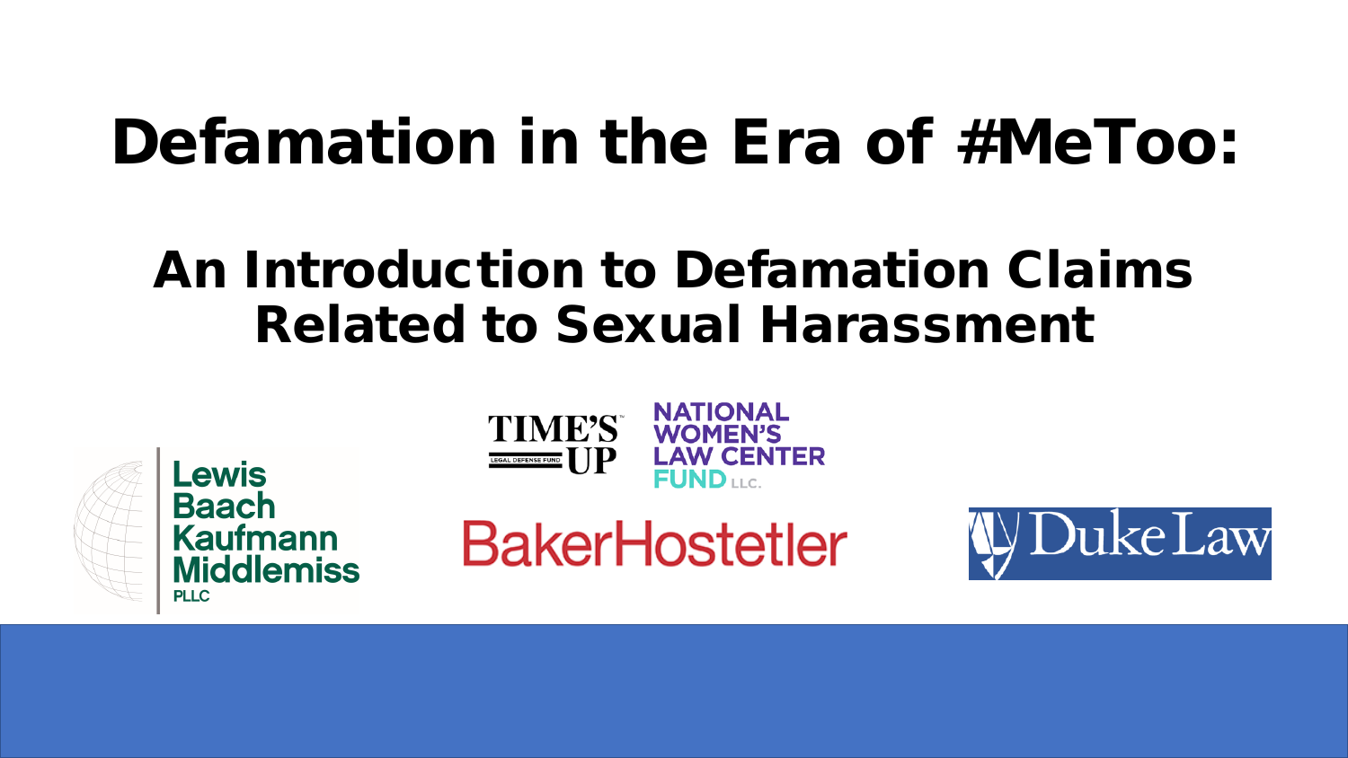# Defamation in the Era of #MeToo:

## An Introduction to Defamation Claims Related to Sexual Harassment

TIME'S UP LEGAL DEFENSE FUND

NATIONAL WOMEN'S LAW CENTER FUND LLC.

Lewis Baach Kaufmann Middlemiss PLLC

BakerHostetler

Duke Law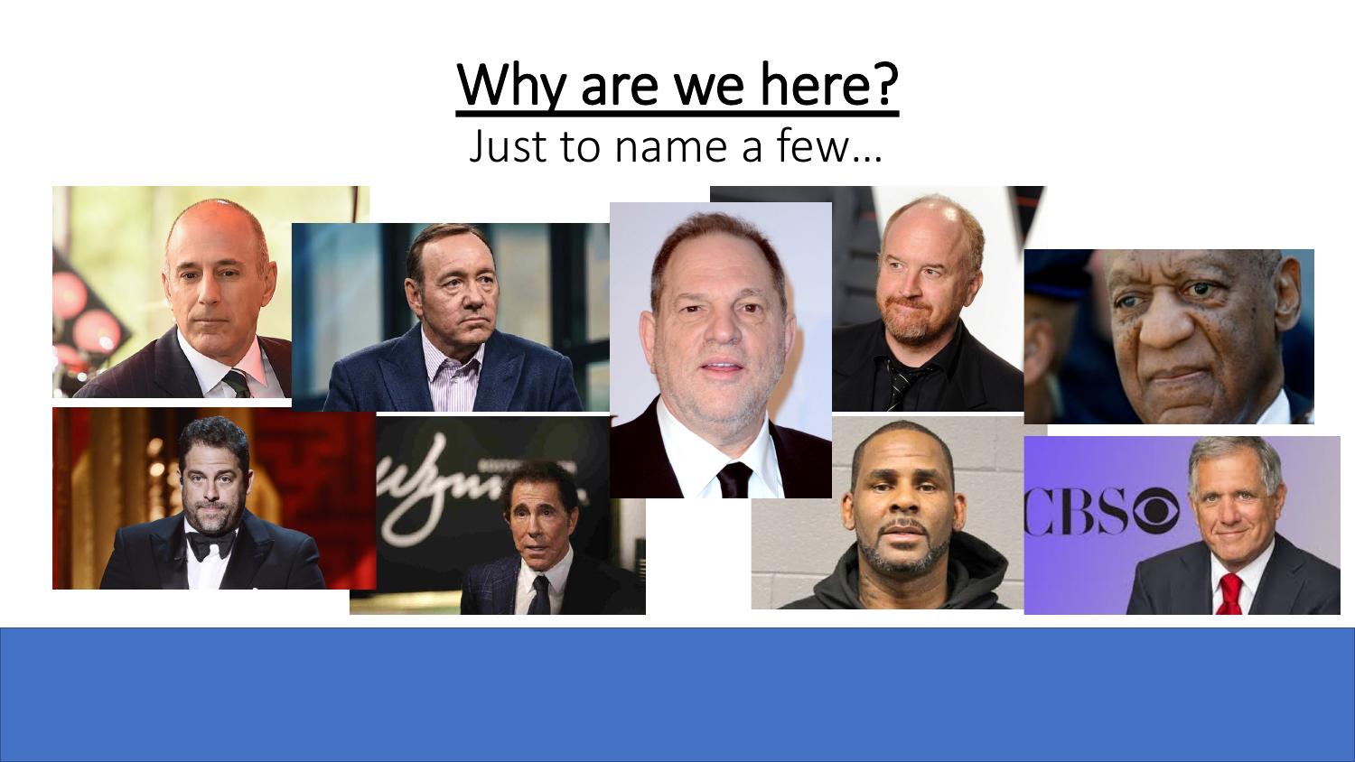# Why are we here?

Just to name a few…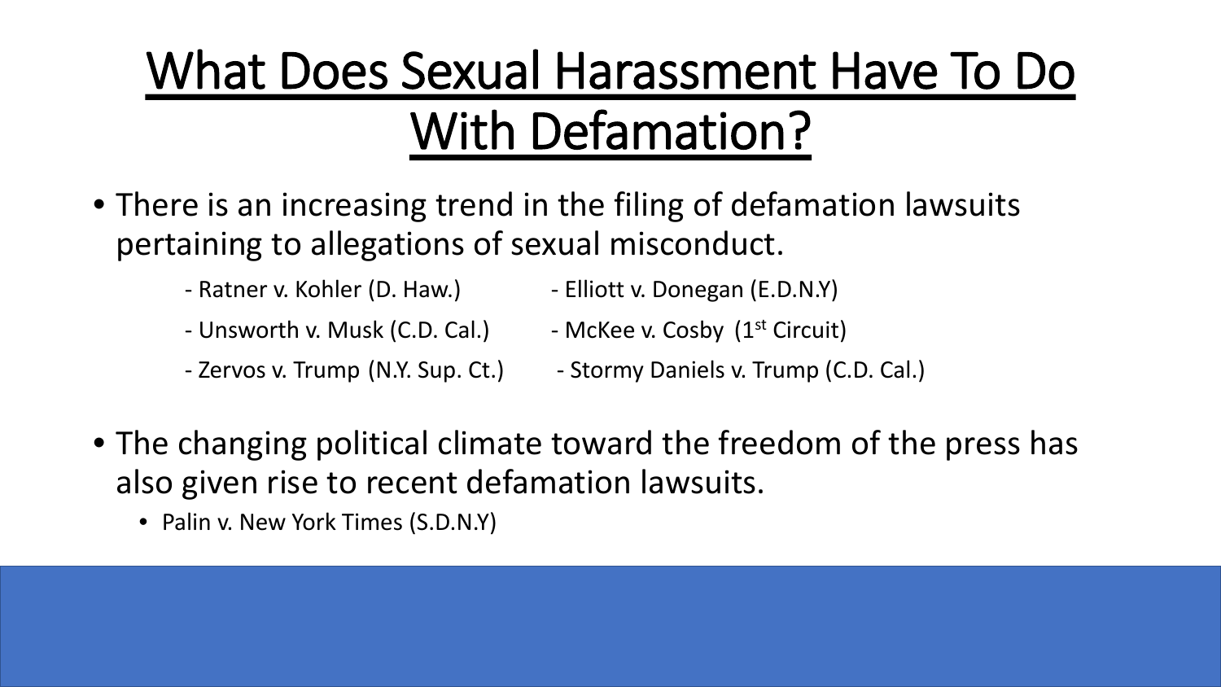# What Does Sexual Harassment Have To Do With Defamation?

- There is an increasing trend in the filing of defamation lawsuits pertaining to allegations of sexual misconduct.
  - Ratner v. Kohler (D. Haw.)
  - Unsworth v. Musk (C.D. Cal.)
  - Zervos v. Trump (N.Y. Sup. Ct.)
  - Elliott v. Donegan (E.D.N.Y)
  - McKee v. Cosby (1st Circuit)
  - Stormy Daniels v. Trump (C.D. Cal.)
- The changing political climate toward the freedom of the press has also given rise to recent defamation lawsuits.
  - Palin v. New York Times (S.D.N.Y)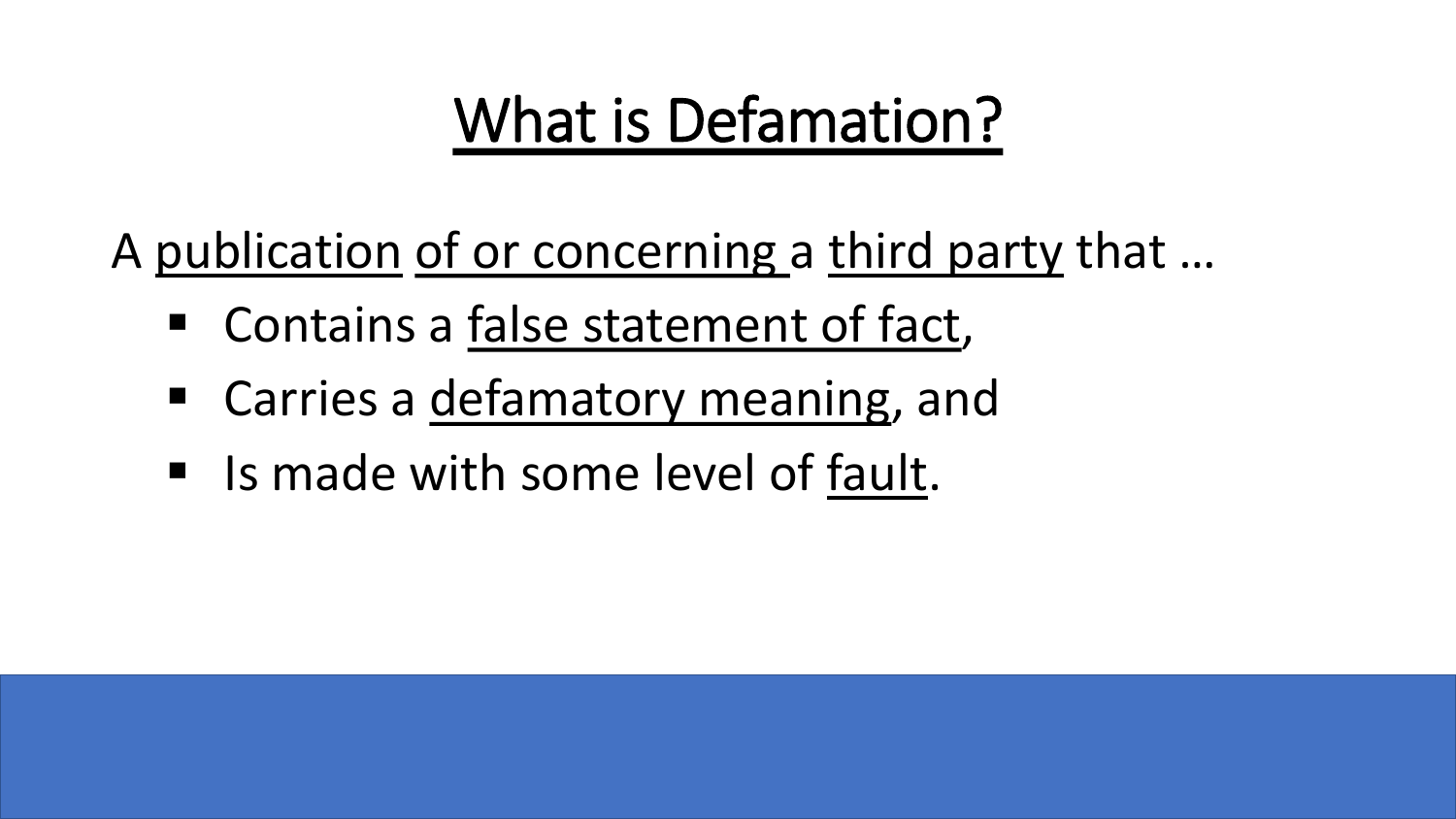# What is Defamation?

A publication of or concerning a third party that …

- Contains a false statement of fact,
- Carries a defamatory meaning, and
- Is made with some level of fault.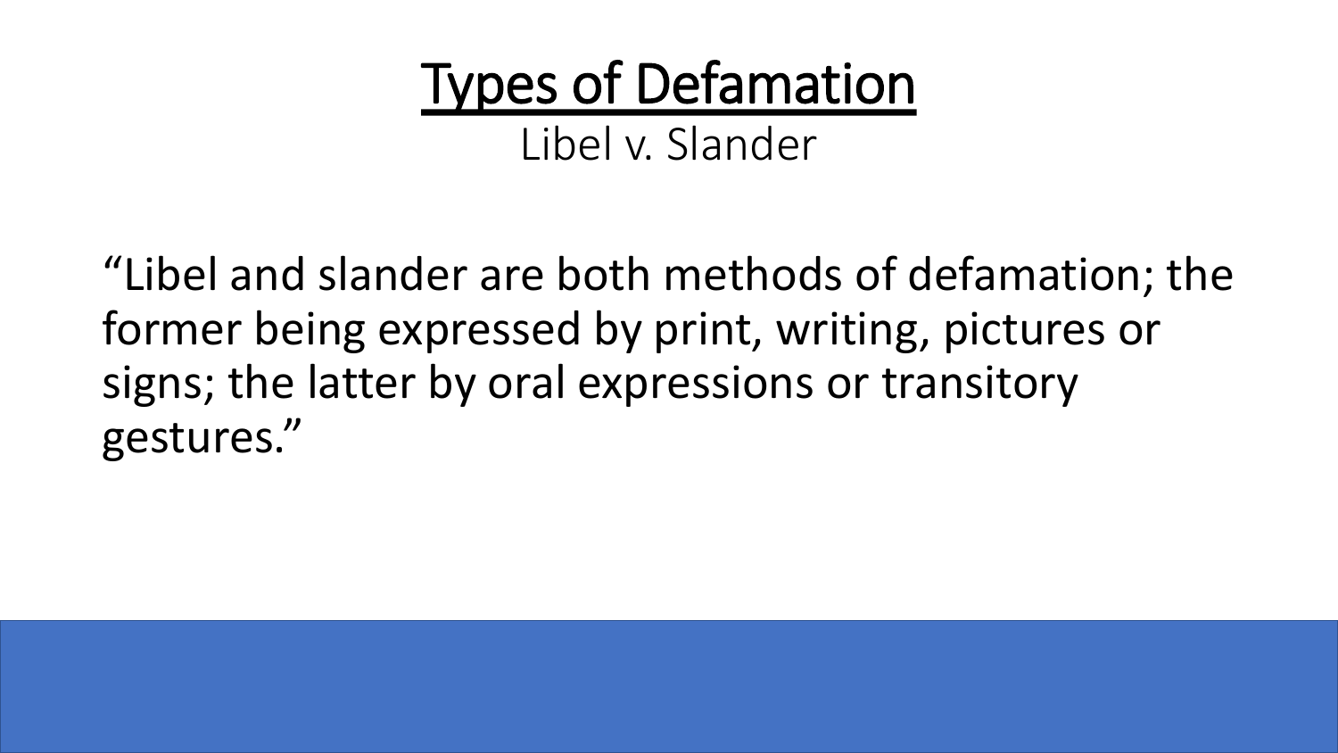# Types of Defamation

## Libel v. Slander

“Libel and slander are both methods of defamation; the former being expressed by print, writing, pictures or signs; the latter by oral expressions or transitory gestures.”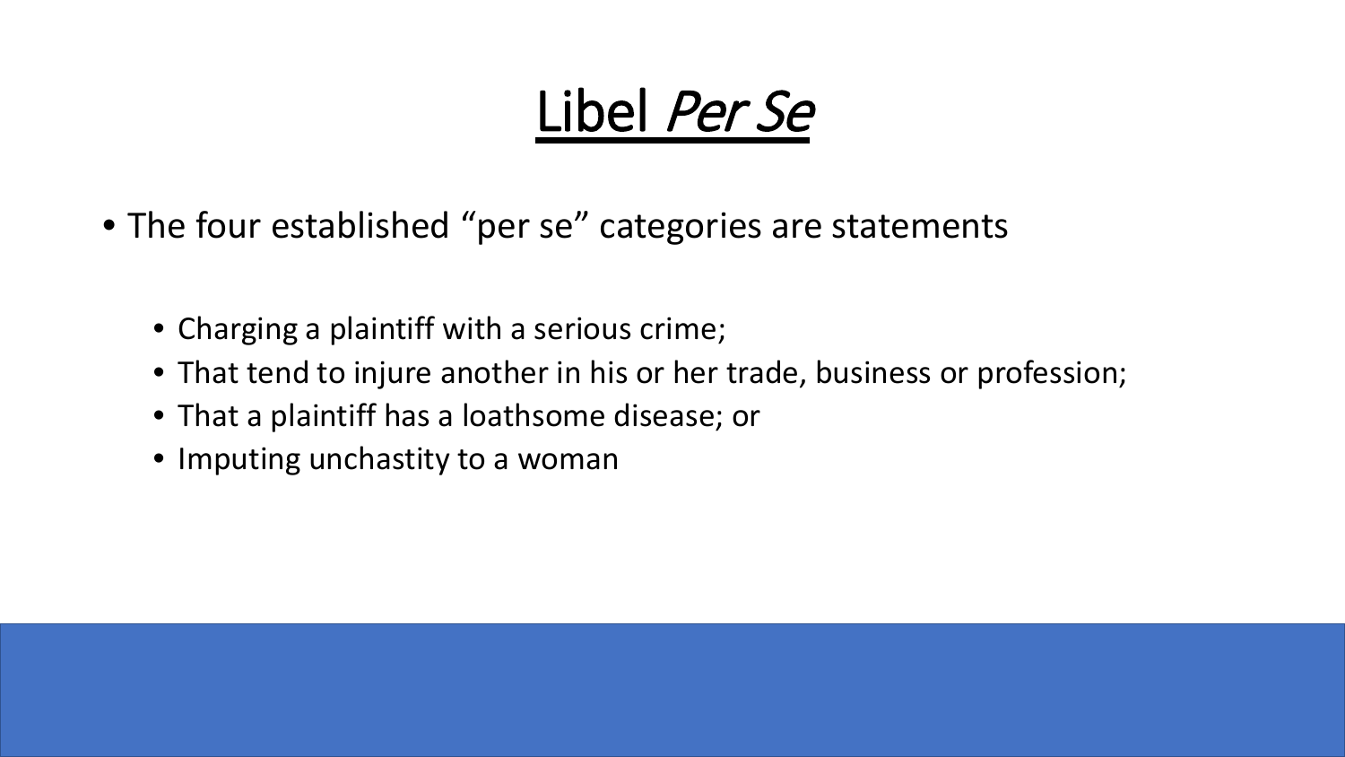# Libel *Per Se*

- The four established "per se" categories are statements
  - Charging a plaintiff with a serious crime;
  - That tend to injure another in his or her trade, business or profession;
  - That a plaintiff has a loathsome disease; or
  - Imputing unchastity to a woman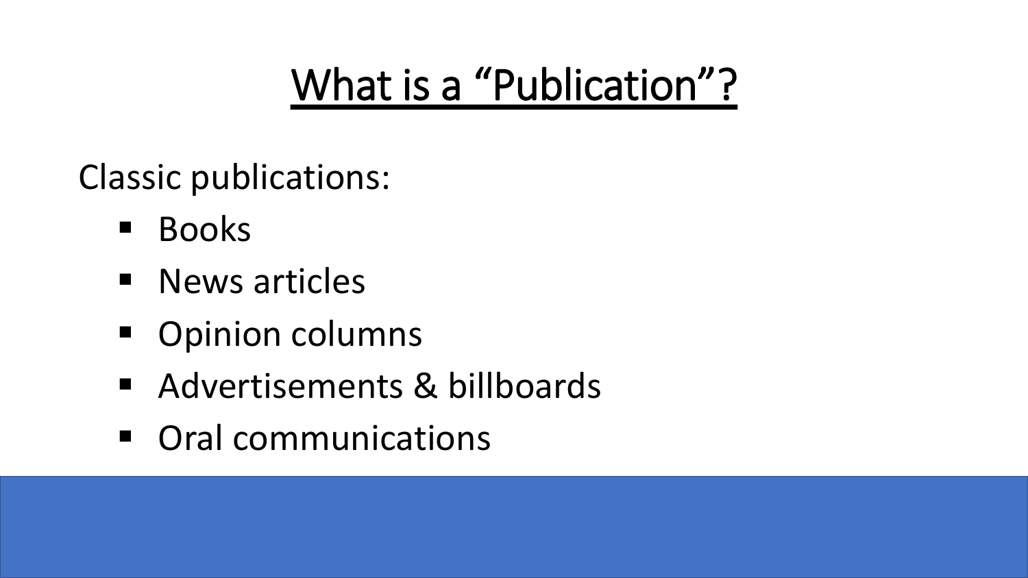# What is a "Publication"?

Classic publications:

- Books
- News articles
- Opinion columns
- Advertisements & billboards
- Oral communications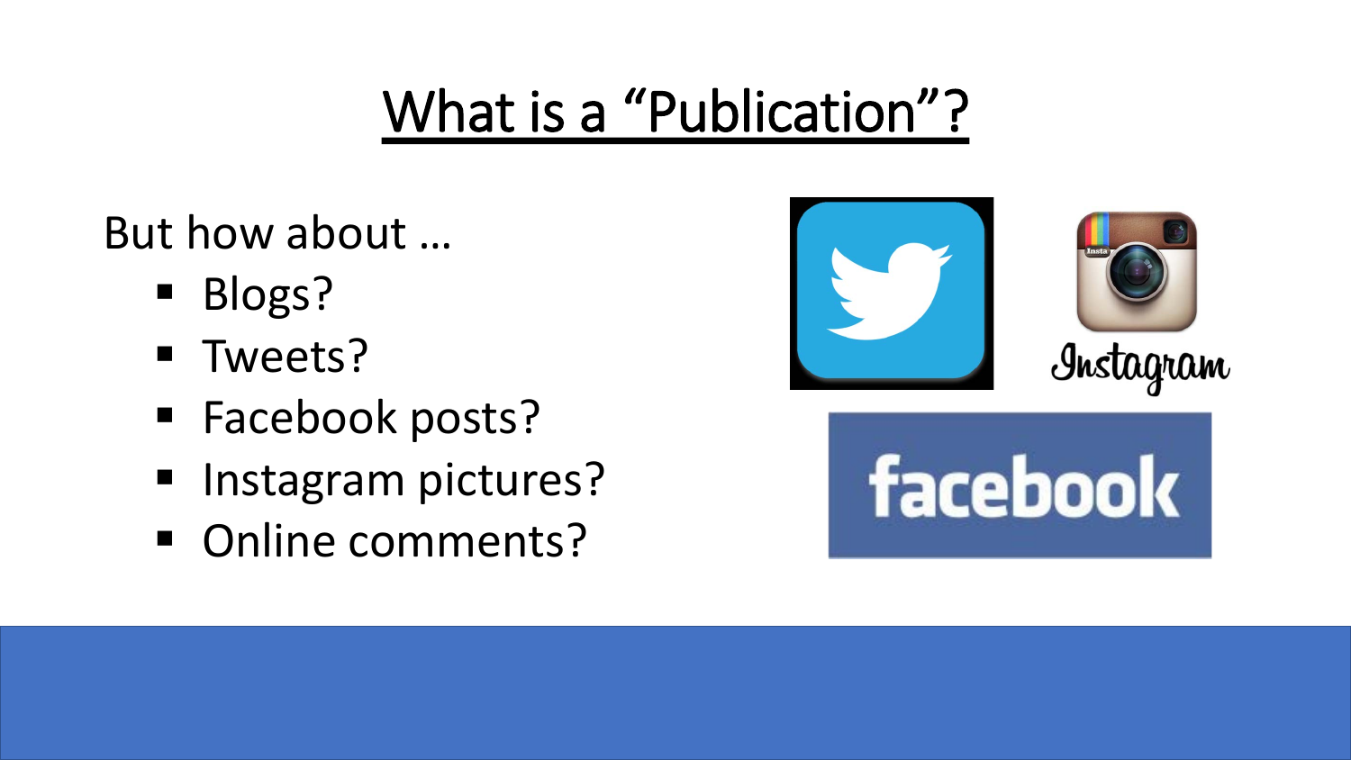# What is a "Publication"?

But how about …

- Blogs?
- Tweets?
- Facebook posts?
- Instagram pictures?
- Online comments?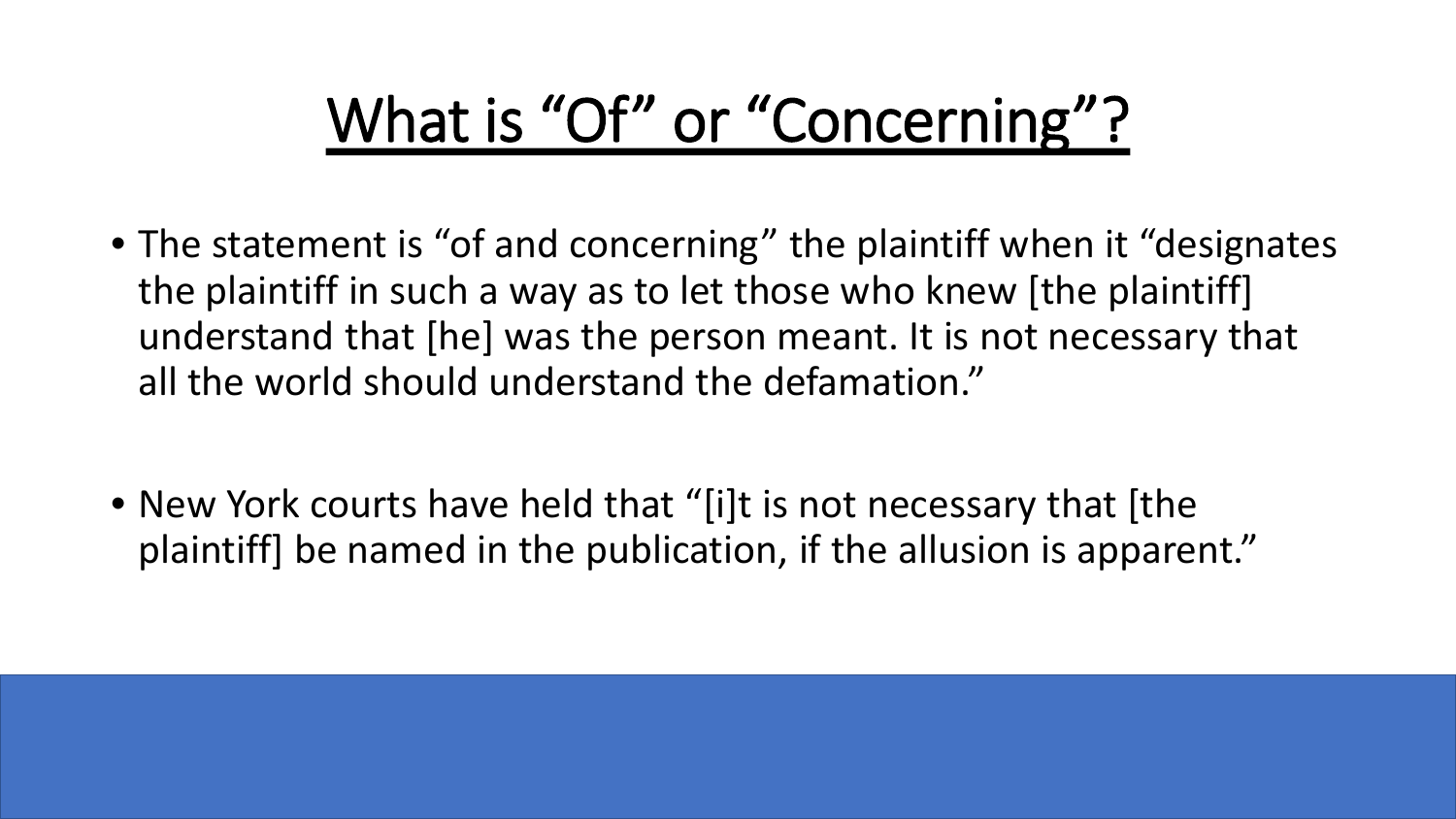# What is “Of” or “Concerning”?

- The statement is “of and concerning” the plaintiff when it “designates the plaintiff in such a way as to let those who knew [the plaintiff] understand that [he] was the person meant. It is not necessary that all the world should understand the defamation.”

- New York courts have held that “[i]t is not necessary that [the plaintiff] be named in the publication, if the allusion is apparent.”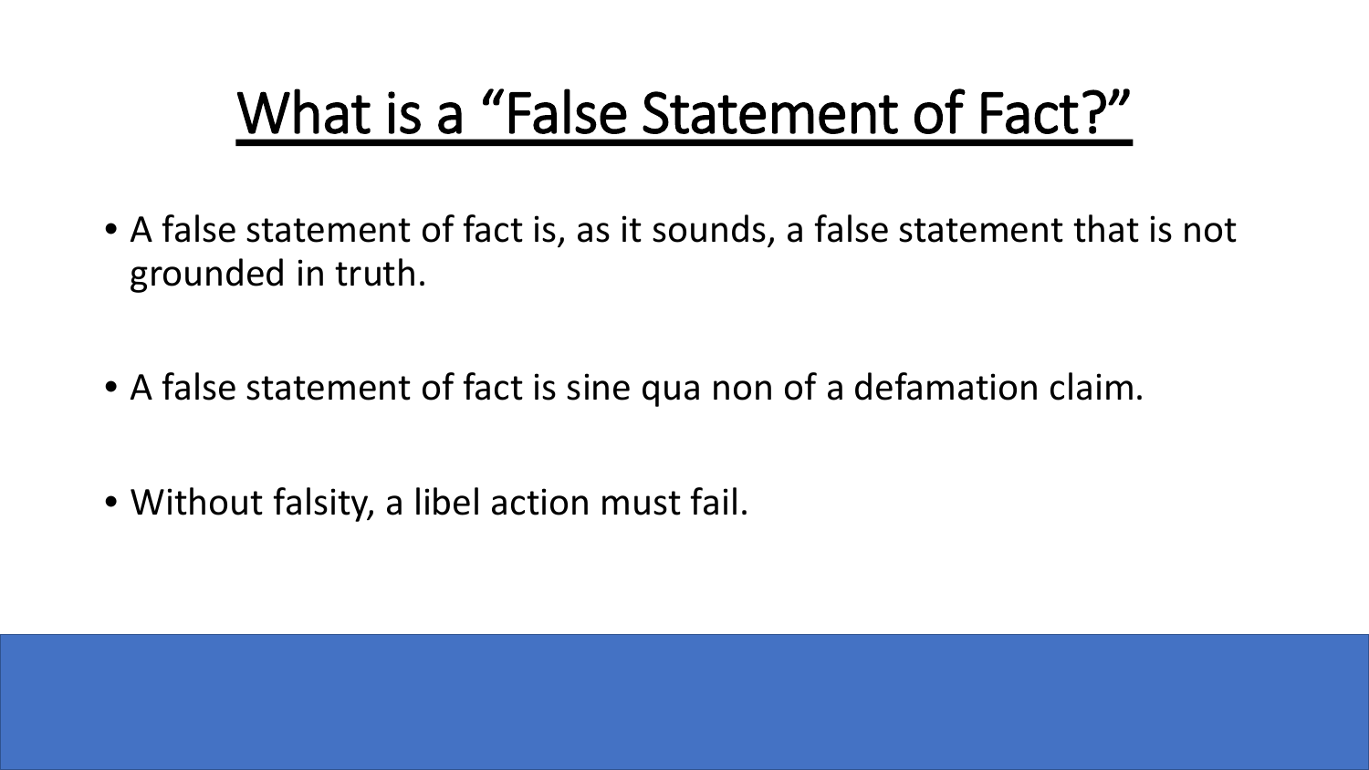# What is a "False Statement of Fact?"

- A false statement of fact is, as it sounds, a false statement that is not grounded in truth.
- A false statement of fact is sine qua non of a defamation claim.
- Without falsity, a libel action must fail.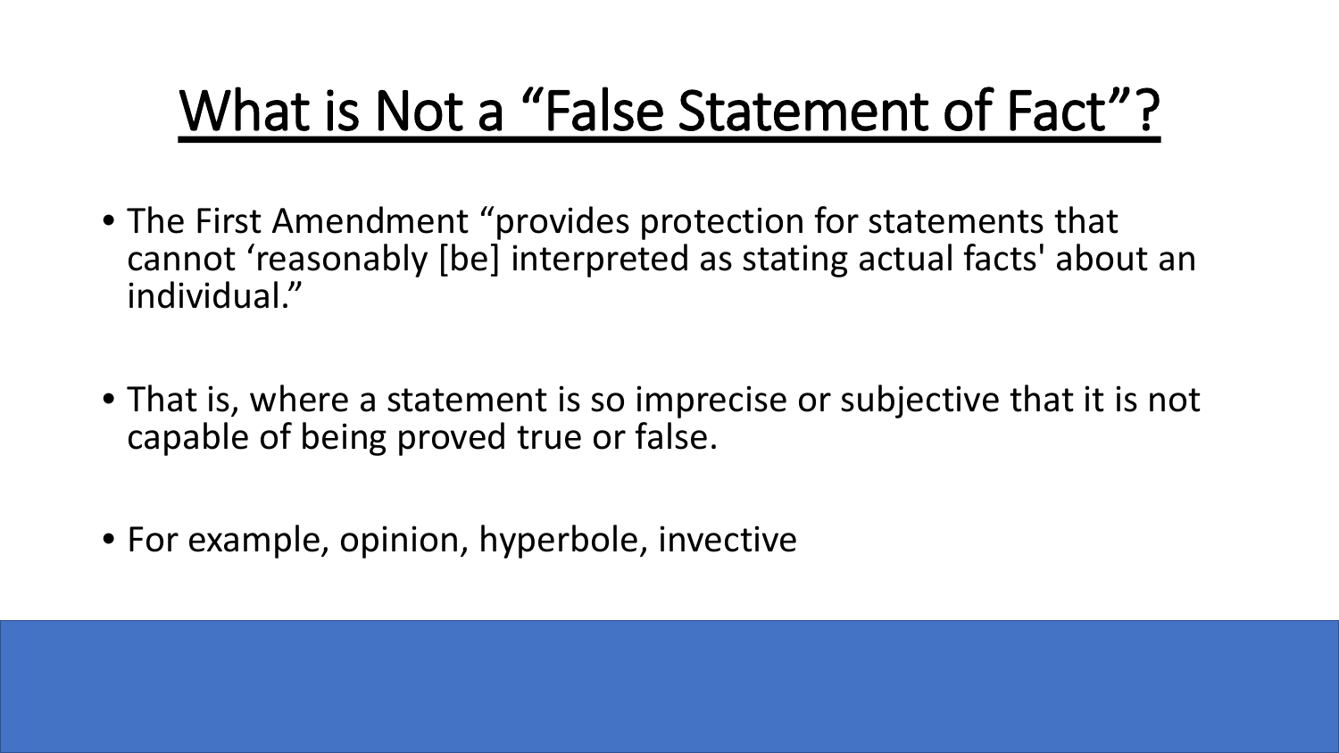# What is Not a "False Statement of Fact"?

- The First Amendment "provides protection for statements that cannot 'reasonably [be] interpreted as stating actual facts' about an individual."
- That is, where a statement is so imprecise or subjective that it is not capable of being proved true or false.
- For example, opinion, hyperbole, invective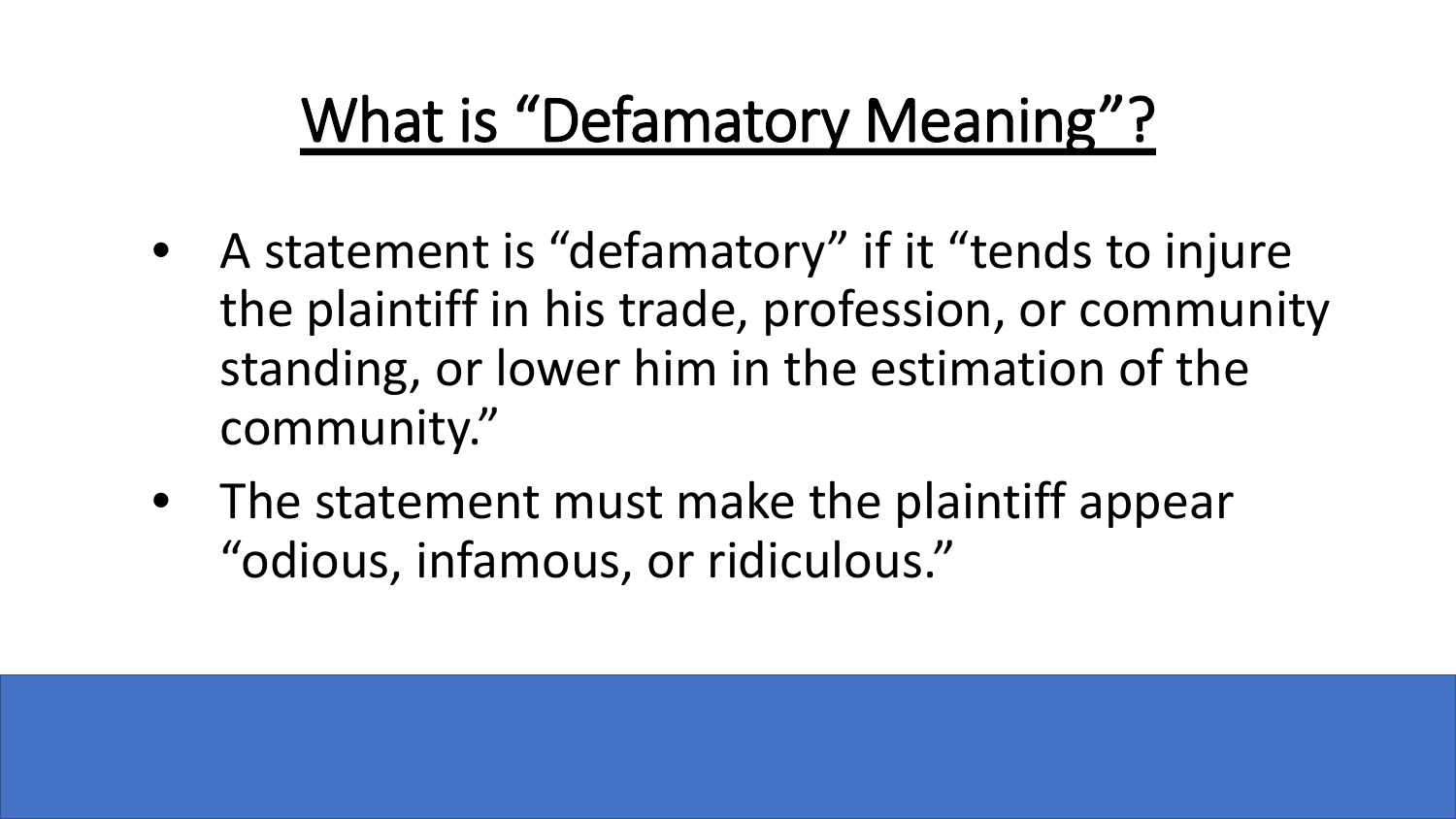# What is "Defamatory Meaning"?

- A statement is "defamatory" if it "tends to injure the plaintiff in his trade, profession, or community standing, or lower him in the estimation of the community."
- The statement must make the plaintiff appear "odious, infamous, or ridiculous."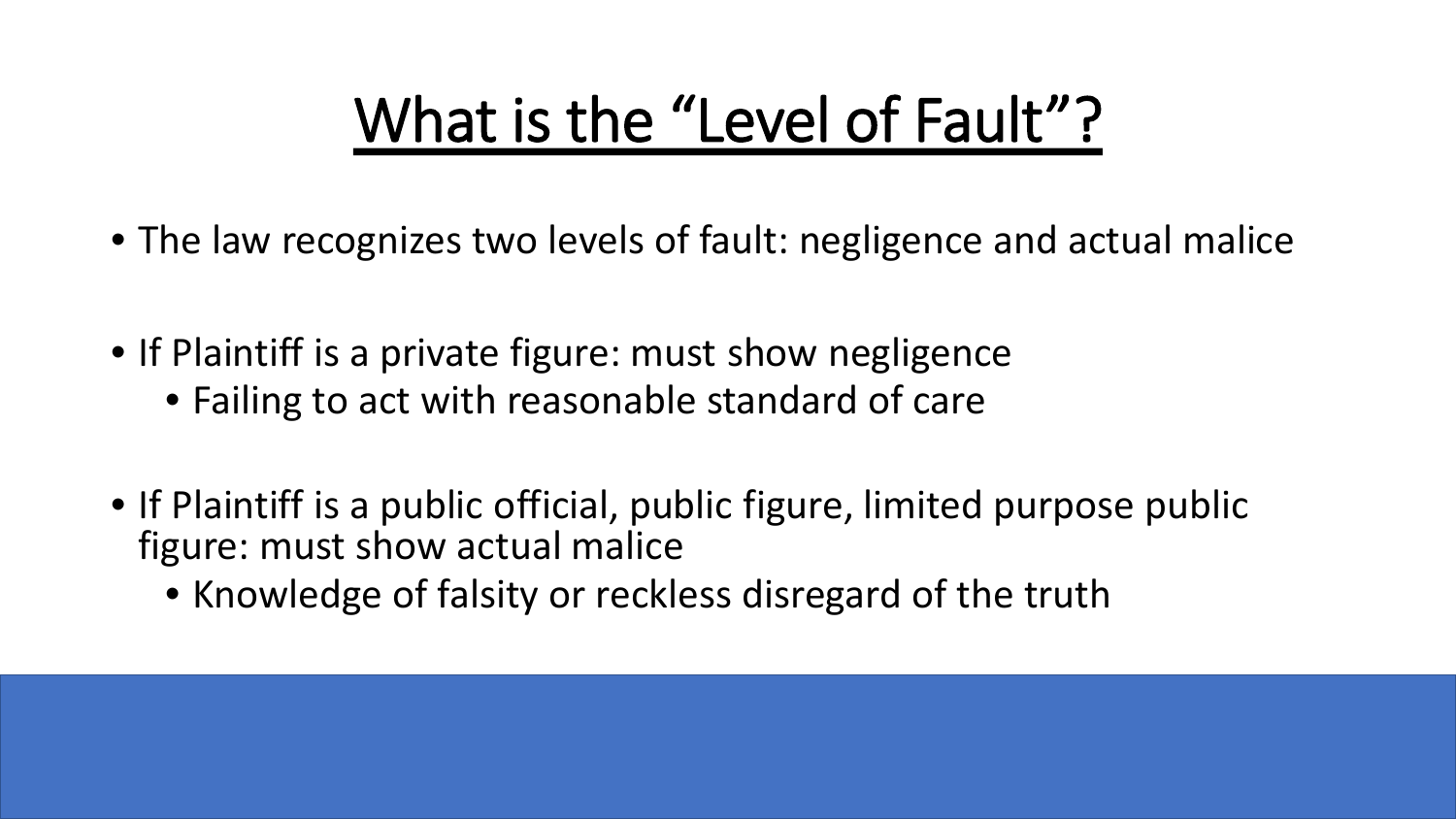# What is the "Level of Fault"?

- The law recognizes two levels of fault: negligence and actual malice
- If Plaintiff is a private figure: must show negligence
  - Failing to act with reasonable standard of care
- If Plaintiff is a public official, public figure, limited purpose public figure: must show actual malice
  - Knowledge of falsity or reckless disregard of the truth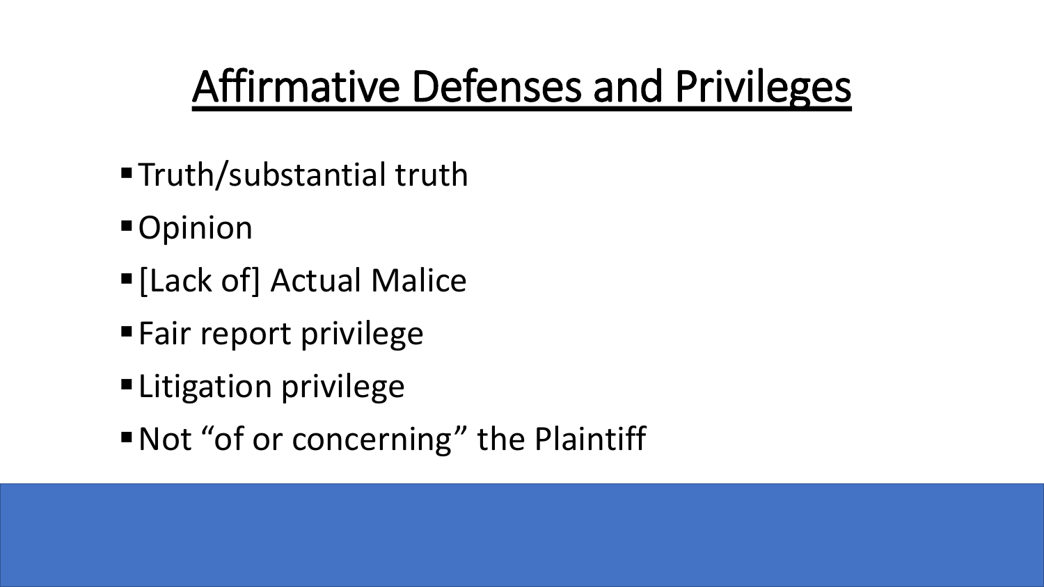# Affirmative Defenses and Privileges

- Truth/substantial truth
- Opinion
- [Lack of] Actual Malice
- Fair report privilege
- Litigation privilege
- Not “of or concerning” the Plaintiff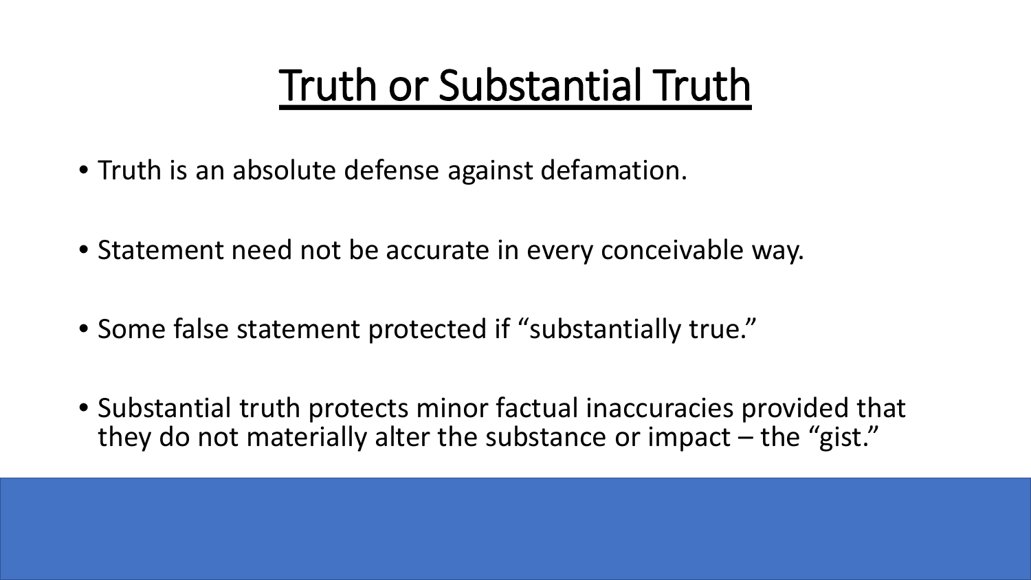# Truth or Substantial Truth

- Truth is an absolute defense against defamation.
- Statement need not be accurate in every conceivable way.
- Some false statement protected if "substantially true."
- Substantial truth protects minor factual inaccuracies provided that they do not materially alter the substance or impact – the "gist."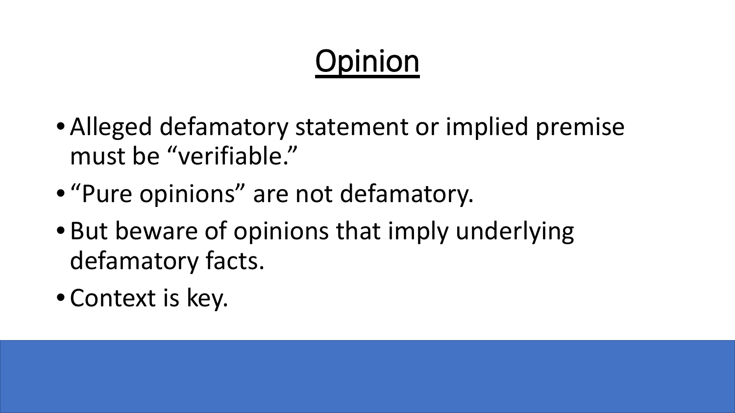# Opinion

- Alleged defamatory statement or implied premise must be "verifiable."
- "Pure opinions" are not defamatory.
- But beware of opinions that imply underlying defamatory facts.
- Context is key.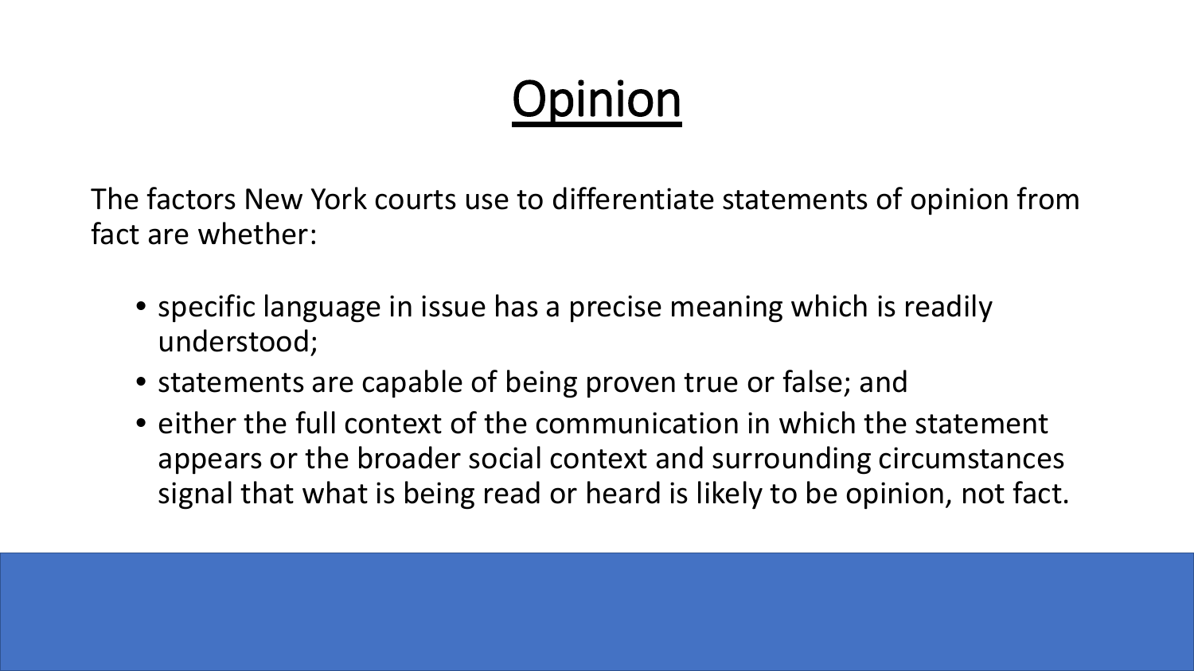# Opinion

The factors New York courts use to differentiate statements of opinion from fact are whether:

- specific language in issue has a precise meaning which is readily understood;
- statements are capable of being proven true or false; and
- either the full context of the communication in which the statement appears or the broader social context and surrounding circumstances signal that what is being read or heard is likely to be opinion, not fact.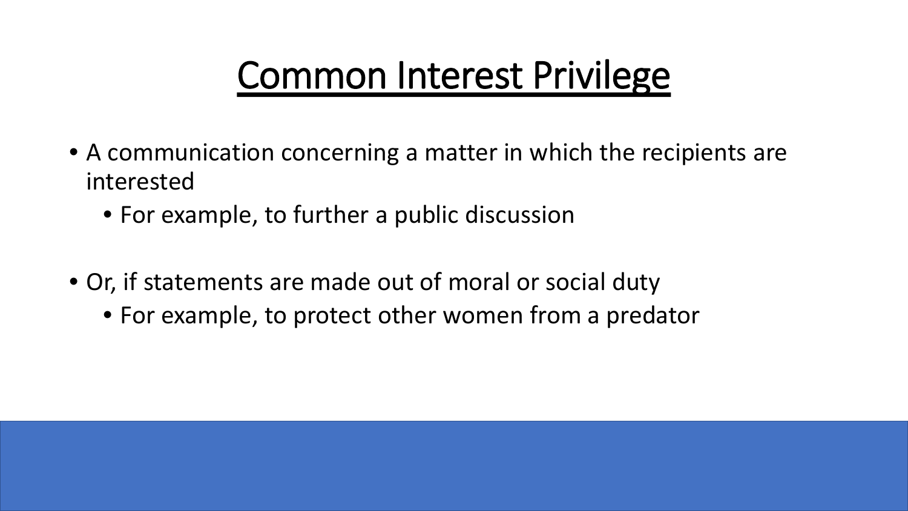# Common Interest Privilege

- A communication concerning a matter in which the recipients are interested
  - For example, to further a public discussion
- Or, if statements are made out of moral or social duty
  - For example, to protect other women from a predator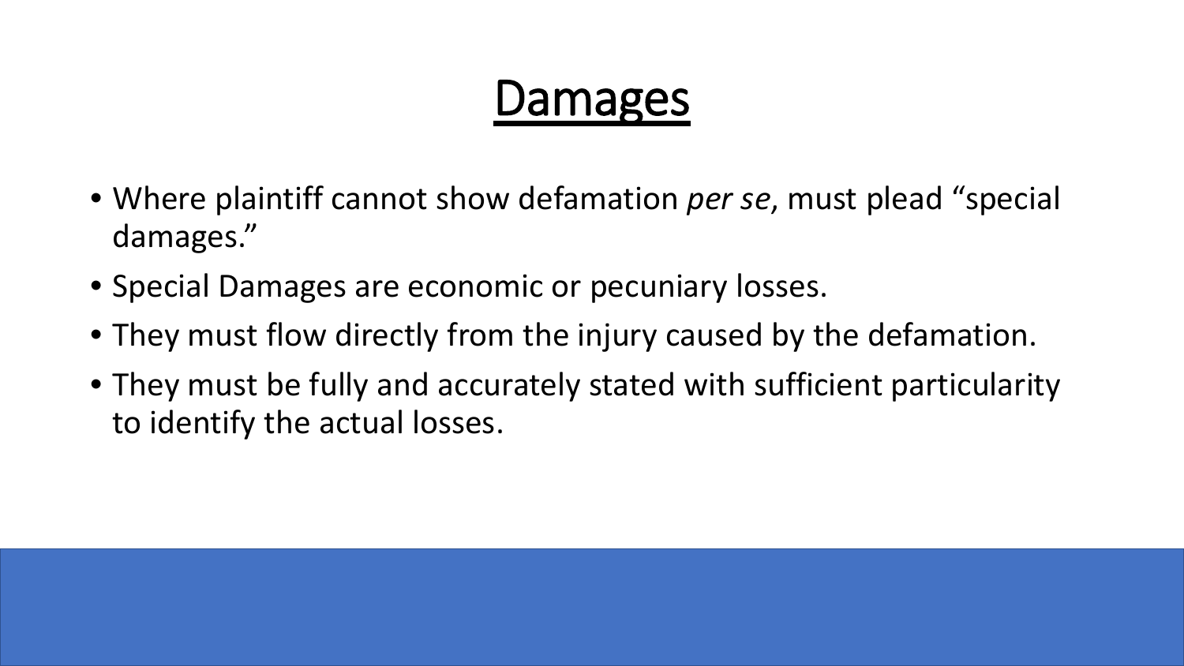# Damages

- Where plaintiff cannot show defamation *per se*, must plead "special damages."
- Special Damages are economic or pecuniary losses.
- They must flow directly from the injury caused by the defamation.
- They must be fully and accurately stated with sufficient particularity to identify the actual losses.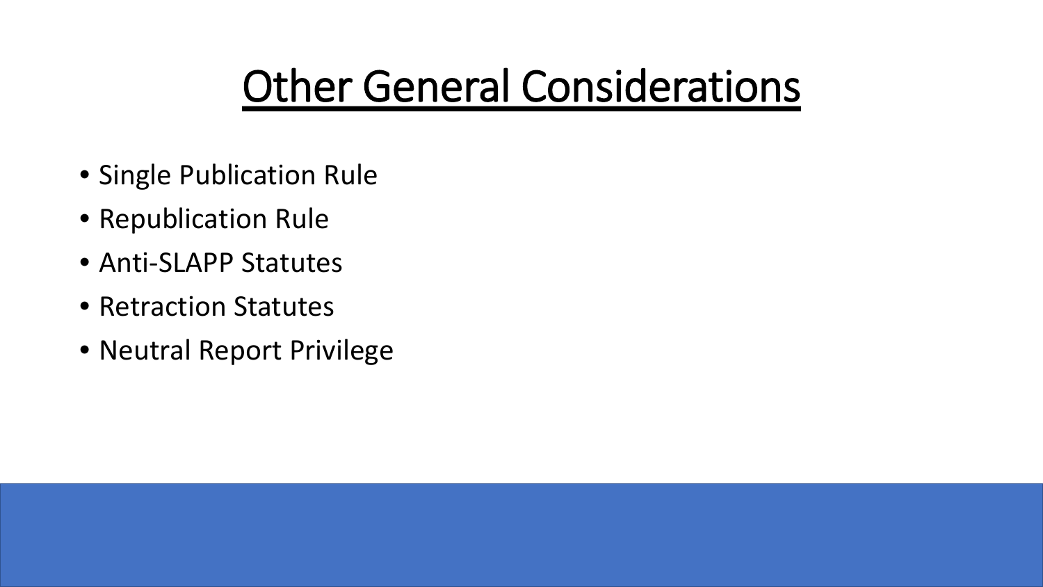# Other General Considerations

- Single Publication Rule
- Republication Rule
- Anti-SLAPP Statutes
- Retraction Statutes
- Neutral Report Privilege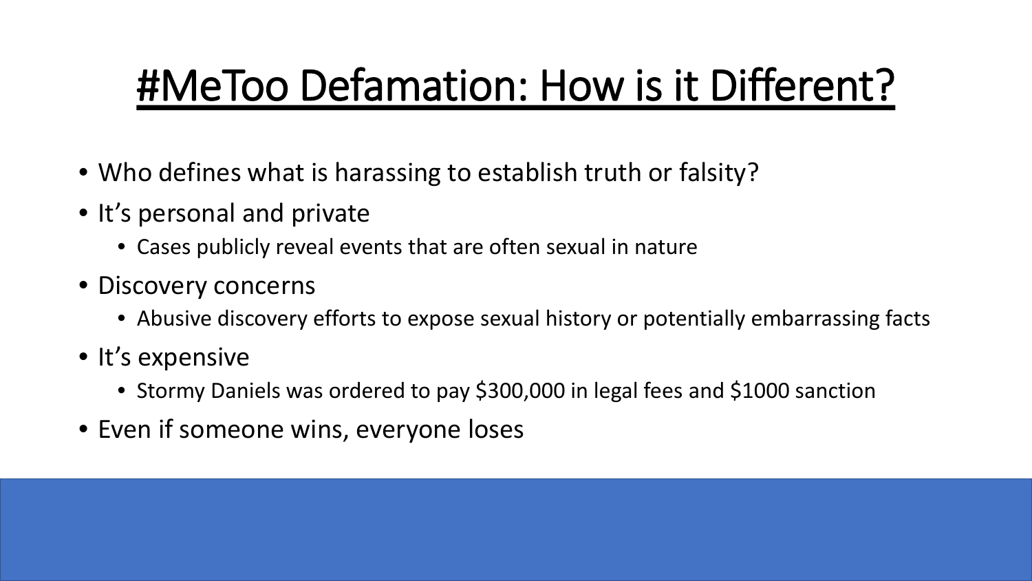# #MeToo Defamation: How is it Different?

- Who defines what is harassing to establish truth or falsity?
- It's personal and private
  - Cases publicly reveal events that are often sexual in nature
- Discovery concerns
  - Abusive discovery efforts to expose sexual history or potentially embarrassing facts
- It's expensive
  - Stormy Daniels was ordered to pay $300,000 in legal fees and $1000 sanction
- Even if someone wins, everyone loses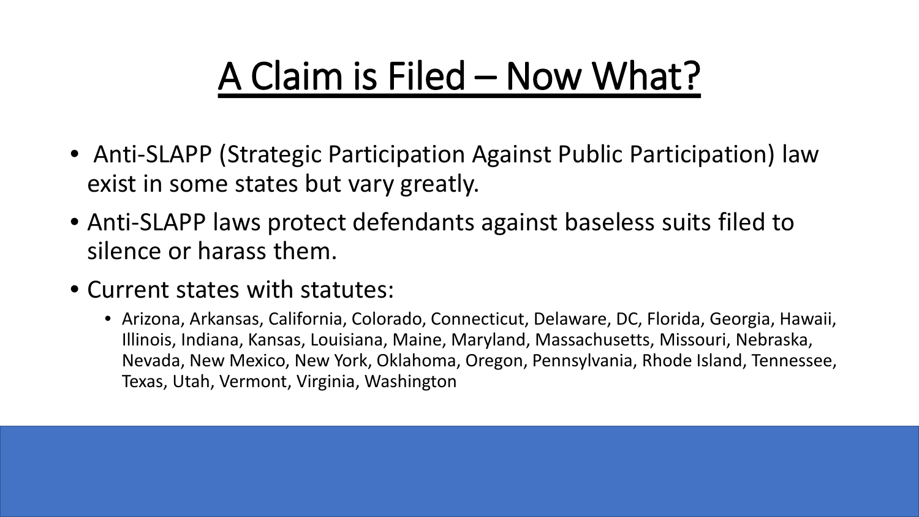# A Claim is Filed – Now What?

- Anti-SLAPP (Strategic Participation Against Public Participation) law exist in some states but vary greatly.
- Anti-SLAPP laws protect defendants against baseless suits filed to silence or harass them.
- Current states with statutes:
  - Arizona, Arkansas, California, Colorado, Connecticut, Delaware, DC, Florida, Georgia, Hawaii, Illinois, Indiana, Kansas, Louisiana, Maine, Maryland, Massachusetts, Missouri, Nebraska, Nevada, New Mexico, New York, Oklahoma, Oregon, Pennsylvania, Rhode Island, Tennessee, Texas, Utah, Vermont, Virginia, Washington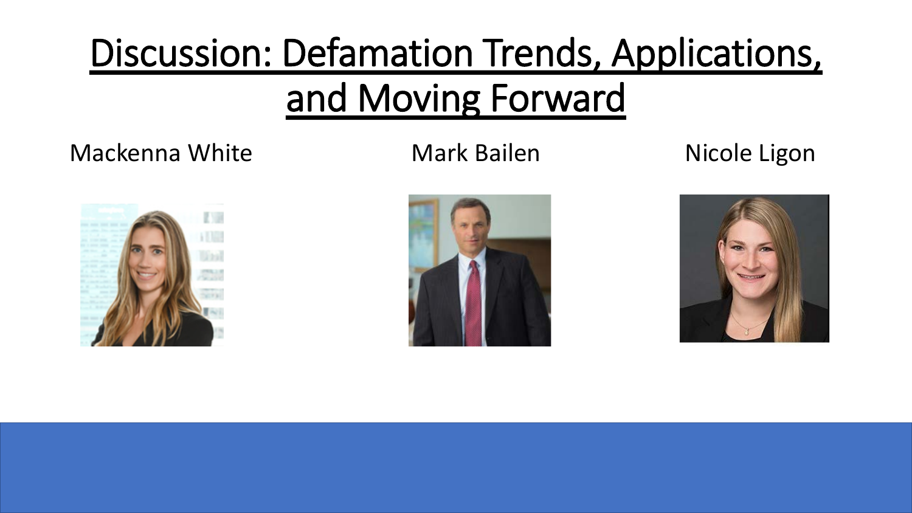# Discussion: Defamation Trends, Applications, and Moving Forward

Mackenna White

Mark Bailen

Nicole Ligon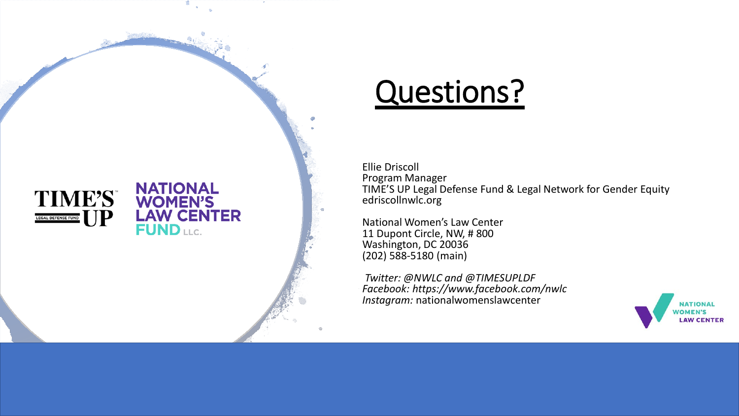# Questions?

TIME'S UP LEGAL DEFENSE FUND

NATIONAL WOMEN'S LAW CENTER FUND LLC.

Ellie Driscoll
Program Manager
TIME'S UP Legal Defense Fund & Legal Network for Gender Equity
edriscollnwlc.org

National Women's Law Center
11 Dupont Circle, NW, # 800
Washington, DC 20036
(202) 588-5180 (main)

*Twitter: @NWLC and @TIMESUPLDF*
*Facebook: https://www.facebook.com/nwlc*
*Instagram:* nationalwomenslawcenter

NATIONAL WOMEN'S LAW CENTER